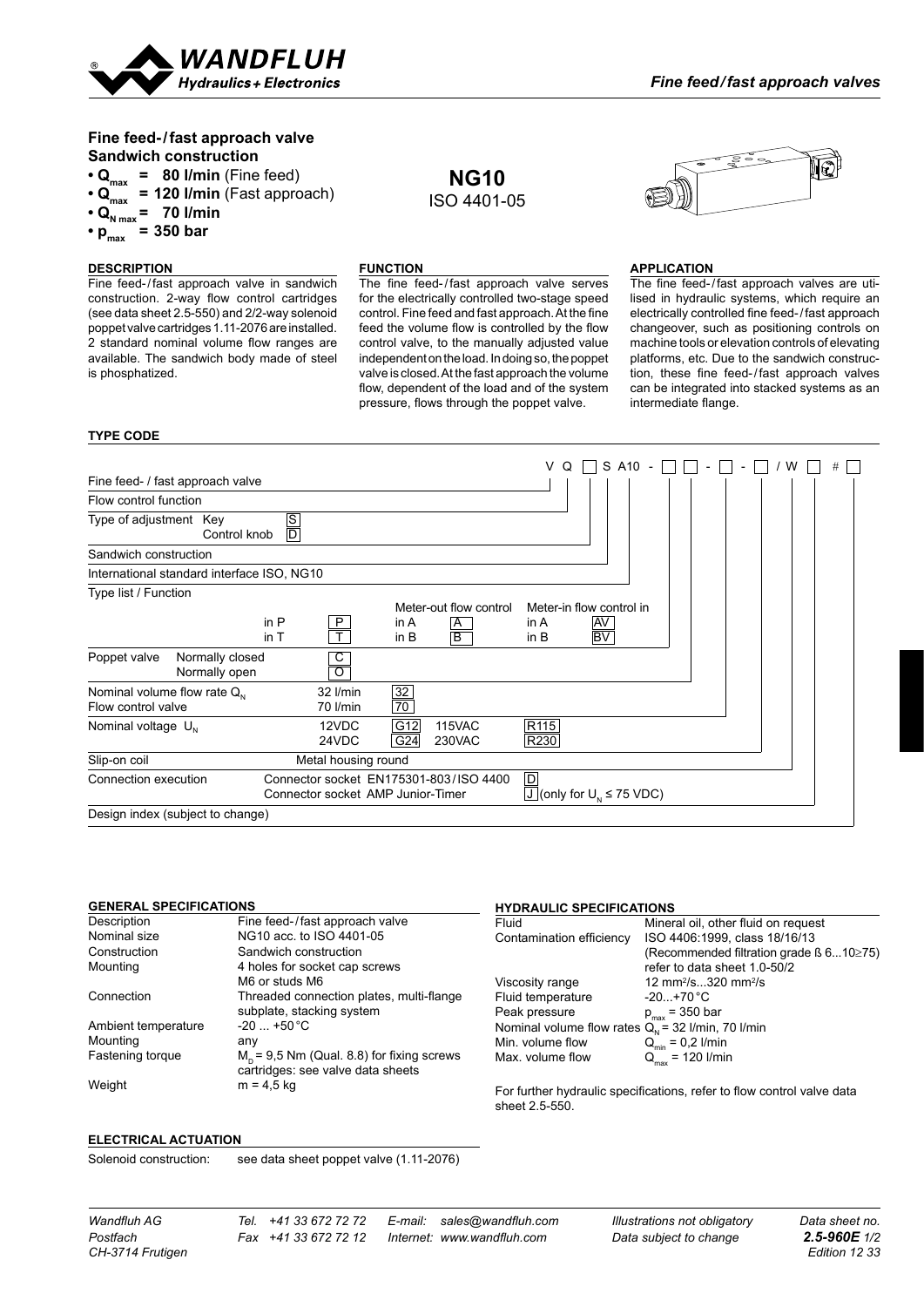# Fine feed-/fast approach valve

## Sandwich construction

- $Q_{max}$ = **80 l/min** (Fine feed)
- $Q_{max}$ = **120 l/min** (Fast approach)
- $Q_{N\,max}$ = **70 l/min**
- $p_{max}$ = **350 bar**

**NG10**
ISO 4401-05

### DESCRIPTION

Fine feed-/fast approach valve in sandwich construction. 2-way flow control cartridges (see data sheet 2.5-550) and 2/2-way solenoid poppet valve cartridges 1.11-2076 are installed. 2 standard nominal volume flow ranges are available. The sandwich body made of steel is phosphatized.

### FUNCTION

The fine feed-/fast approach valve serves for the electrically controlled two-stage speed control. Fine feed and fast approach. At the fine feed the volume flow is controlled by the flow control valve, to the manually adjusted value independent on the load. In doing so, the poppet valve is closed. At the fast approach the volume flow, dependent of the load and of the system pressure, flows through the poppet valve.

### APPLICATION

The fine feed-/fast approach valves are utilised in hydraulic systems, which require an electrically controlled fine feed-/fast approach changeover, such as positioning controls on machine tools or elevation controls of elevating platforms, etc. Due to the sandwich construction, these fine feed-/fast approach valves can be integrated into stacked systems as an intermediate flange.

### TYPE CODE

V Q ☐ S A10 - ☐ ☐ - ☐ - ☐ / W ☐ # ☐

| | | |
|---|---|---|
| Fine feed- / fast approach valve | | V |
| Flow control function | | Q |
| Type of adjustment | Key | S |
| | Control knob | D |
| Sandwich construction | | S |
| International standard interface ISO, NG10 | | A10 |
| Type list / Function | in P | P |
| | in T | T |
| | Meter-out flow control in A | A |
| | Meter-out flow control in B | B |
| | Meter-in flow control in A | AV |
| | Meter-in flow control in B | BV |
| Poppet valve | Normally closed | C |
| | Normally open | O |
| Nominal volume flow rate $Q_N$ Flow control valve | 32 l/min | 32 |
| | 70 l/min | 70 |
| Nominal voltage $U_N$ | 12VDC | G12 |
| | 24VDC | G24 |
| | 115VAC | R115 |
| | 230VAC | R230 |
| Slip-on coil | Metal housing round | W |
| Connection execution | Connector socket EN175301-803/ISO 4400 | D |
| | Connector socket AMP Junior-Timer | J (only for $U_N$ ≤ 75 VDC) |
| Design index (subject to change) | | # |

### GENERAL SPECIFICATIONS

| | |
|---|---|
| Description | Fine feed-/fast approach valve |
| Nominal size | NG10 acc. to ISO 4401-05 |
| Construction | Sandwich construction |
| Mounting | 4 holes for socket cap screws M6 or studs M6 |
| Connection | Threaded connection plates, multi-flange subplate, stacking system |
| Ambient temperature | -20 ... +50 °C |
| Mounting | any |
| Fastening torque | $M_D$ = 9,5 Nm (Qual. 8.8) for fixing screws cartridges: see valve data sheets |
| Weight | m = 4,5 kg |

### HYDRAULIC SPECIFICATIONS

| | |
|---|---|
| Fluid | Mineral oil, other fluid on request |
| Contamination efficiency | ISO 4406:1999, class 18/16/13 (Recommended filtration grade ß 6...10≥75) refer to data sheet 1.0-50/2 |
| Viscosity range | 12 mm²/s...320 mm²/s |
| Fluid temperature | -20...+70 °C |
| Peak pressure | $p_{max}$ = 350 bar |
| Nominal volume flow rates | $Q_N$ = 32 l/min, 70 l/min |
| Min. volume flow | $Q_{min}$ = 0,2 l/min |
| Max. volume flow | $Q_{max}$ = 120 l/min |

For further hydraulic specifications, refer to flow control valve data sheet 2.5-550.

### ELECTRICAL ACTUATION

| | |
|---|---|
| Solenoid construction: | see data sheet poppet valve (1.11-2076) |

Wandfluh AG, Postfach, CH-3714 Frutigen · Tel. +41 33 672 72 72 · Fax +41 33 672 72 12 · E-mail: sales@wandfluh.com · Internet: www.wandfluh.com · Illustrations not obligatory · Data subject to change · Data sheet no. **2.5-960E** · Edition 12 33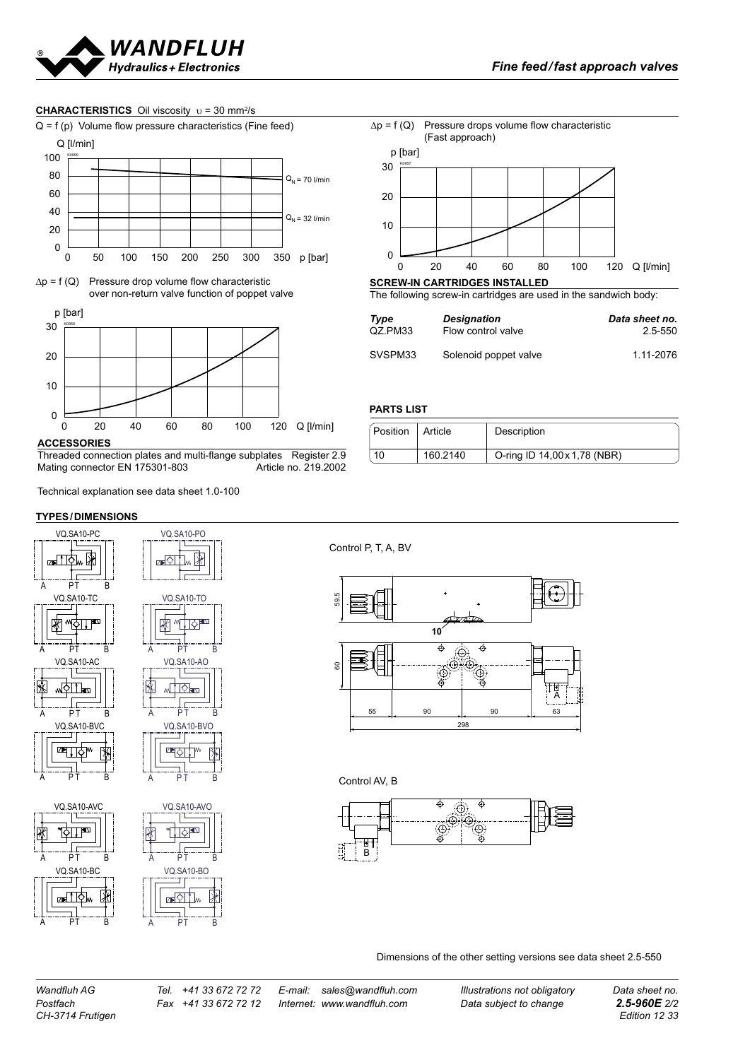## CHARACTERISTICS Oil viscosity υ = 30 mm²/s

Q = f (p) Volume flow pressure characteristics (Fine feed)

Q [l/min]
100
80
60
40
20
0
0 50 100 150 200 250 300 350 p [bar]
$Q_N$ = 70 l/min
$Q_N$ = 32 l/min

Δp = f (Q) Pressure drop volume flow characteristic over non-return valve function of poppet valve

p [bar]
30
20
10
0
0 20 40 60 80 100 120 Q [l/min]

Δp = f (Q) Pressure drops volume flow characteristic (Fast approach)

p [bar]
30
20
10
0
0 20 40 60 80 100 120 Q [l/min]

## ACCESSORIES

Threaded connection plates and multi-flange subplates Register 2.9
Mating connector EN 175301-803 Article no. 219.2002

Technical explanation see data sheet 1.0-100

## SCREW-IN CARTRIDGES INSTALLED

The following screw-in cartridges are used in the sandwich body:

| *Type* | *Designation* | *Data sheet no.* |
|---|---|---|
| QZ.PM33 | Flow control valve | 2.5-550 |
| SVSPM33 | Solenoid poppet valve | 1.11-2076 |

## PARTS LIST

| Position | Article | Description |
|---|---|---|
| 10 | 160.2140 | O-ring ID 14,00 x 1,78 (NBR) |

## TYPES / DIMENSIONS

VQ.SA10-PC
VQ.SA10-PO
VQ.SA10-TC
VQ.SA10-TO
VQ.SA10-AC
VQ.SA10-AO
VQ.SA10-BVC
VQ.SA10-BVO
VQ.SA10-AVC
VQ.SA10-AVO
VQ.SA10-BC
VQ.SA10-BO

A PT B

Control P, T, A, BV

59.5
10
60
55 90 90 63
298
A

Control AV, B

B

Dimensions of the other setting versions see data sheet 2.5-550

*Wandfluh AG*
*Postfach*
*CH-3714 Frutigen*

*Tel. +41 33 672 72 72*
*Fax +41 33 672 72 12*

*E-mail: sales@wandfluh.com*
*Internet: www.wandfluh.com*

*Illustrations not obligatory*
*Data subject to change*

*Data sheet no.*
***2.5-960E** 2/2*
*Edition 12 33*